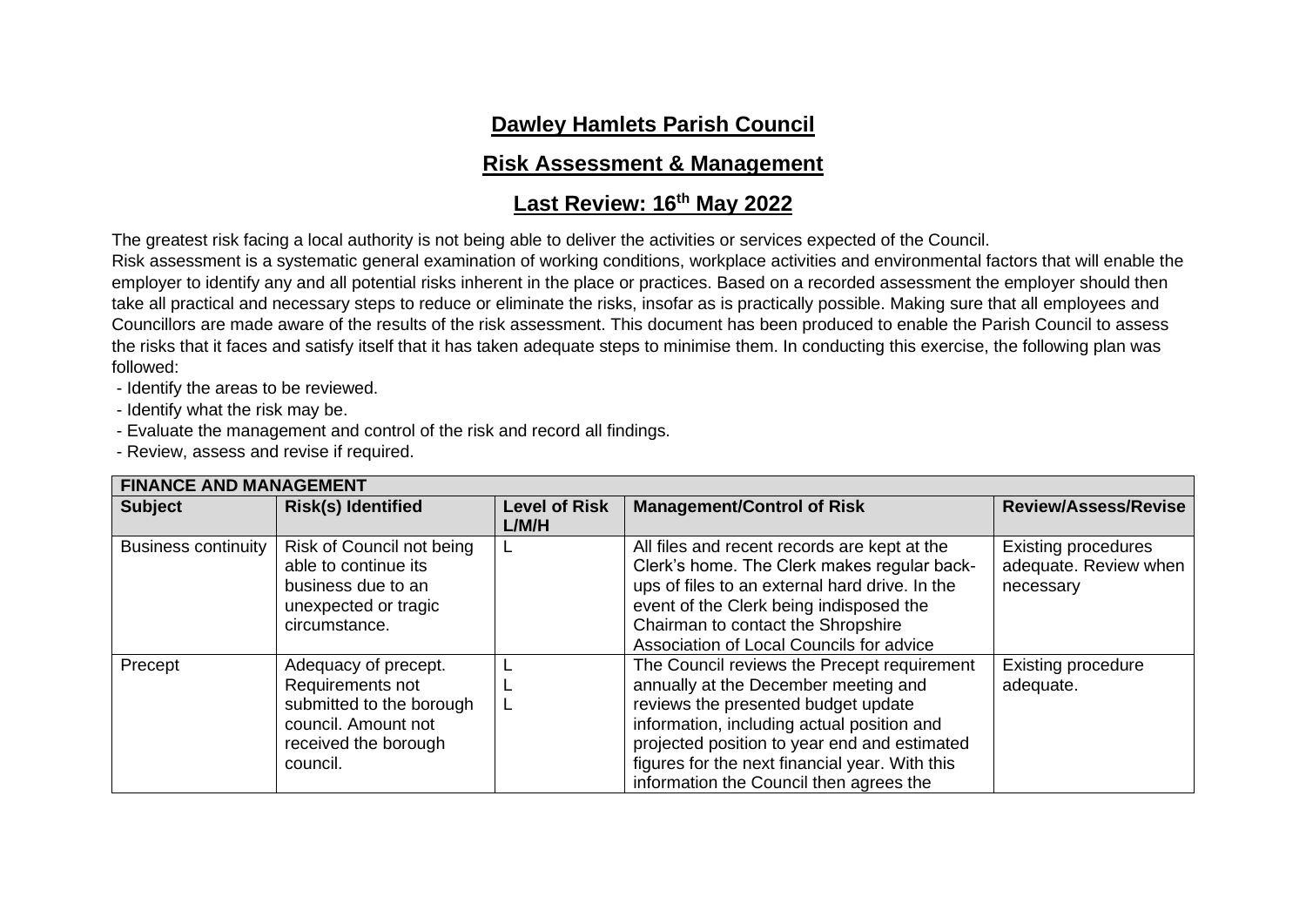# Dawley Hamlets Parish Council

## Risk Assessment & Management

## Last Review: 16th May 2022

The greatest risk facing a local authority is not being able to deliver the activities or services expected of the Council.
Risk assessment is a systematic general examination of working conditions, workplace activities and environmental factors that will enable the employer to identify any and all potential risks inherent in the place or practices. Based on a recorded assessment the employer should then take all practical and necessary steps to reduce or eliminate the risks, insofar as is practically possible. Making sure that all employees and Councillors are made aware of the results of the risk assessment. This document has been produced to enable the Parish Council to assess the risks that it faces and satisfy itself that it has taken adequate steps to minimise them. In conducting this exercise, the following plan was followed:

- Identify the areas to be reviewed.
- Identify what the risk may be.
- Evaluate the management and control of the risk and record all findings.
- Review, assess and revise if required.

| **FINANCE AND MANAGEMENT** | | | | |
|---|---|---|---|---|
| **Subject** | **Risk(s) Identified** | **Level of Risk L/M/H** | **Management/Control of Risk** | **Review/Assess/Revise** |
| Business continuity | Risk of Council not being able to continue its business due to an unexpected or tragic circumstance. | L | All files and recent records are kept at the Clerk's home. The Clerk makes regular back-ups of files to an external hard drive. In the event of the Clerk being indisposed the Chairman to contact the Shropshire Association of Local Councils for advice | Existing procedures adequate. Review when necessary |
| Precept | Adequacy of precept. Requirements not submitted to the borough council. Amount not received the borough council. | L<br>L<br>L | The Council reviews the Precept requirement annually at the December meeting and reviews the presented budget update information, including actual position and projected position to year end and estimated figures for the next financial year. With this information the Council then agrees the | Existing procedure adequate. |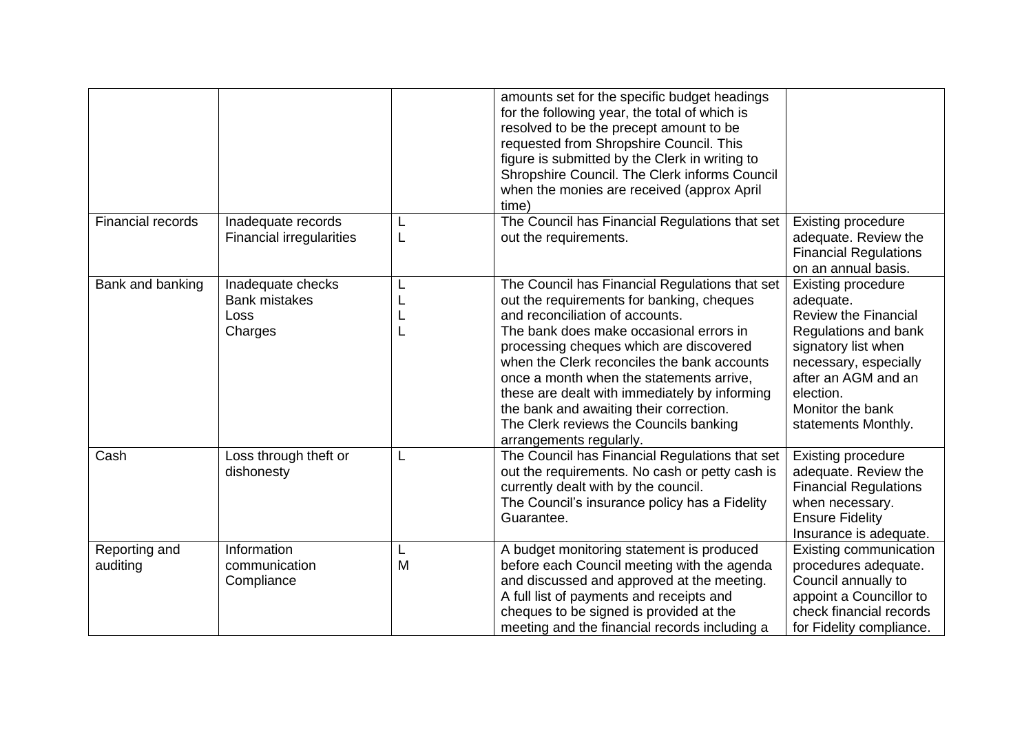| | | | amounts set for the specific budget headings for the following year, the total of which is resolved to be the precept amount to be requested from Shropshire Council. This figure is submitted by the Clerk in writing to Shropshire Council. The Clerk informs Council when the monies are received (approx April time) | |
|---|---|---|---|---|
| Financial records | Inadequate records<br>Financial irregularities | L<br>L | The Council has Financial Regulations that set out the requirements. | Existing procedure adequate. Review the Financial Regulations on an annual basis. |
| Bank and banking | Inadequate checks<br>Bank mistakes<br>Loss<br>Charges | L<br>L<br>L<br>L | The Council has Financial Regulations that set out the requirements for banking, cheques and reconciliation of accounts.<br>The bank does make occasional errors in processing cheques which are discovered when the Clerk reconciles the bank accounts once a month when the statements arrive, these are dealt with immediately by informing the bank and awaiting their correction.<br>The Clerk reviews the Councils banking arrangements regularly. | Existing procedure adequate.<br>Review the Financial Regulations and bank signatory list when necessary, especially after an AGM and an election.<br>Monitor the bank statements Monthly. |
| Cash | Loss through theft or dishonesty | L | The Council has Financial Regulations that set out the requirements. No cash or petty cash is currently dealt with by the council.<br>The Council's insurance policy has a Fidelity Guarantee. | Existing procedure adequate. Review the Financial Regulations when necessary.<br>Ensure Fidelity Insurance is adequate. |
| Reporting and auditing | Information communication<br>Compliance | L<br>M | A budget monitoring statement is produced before each Council meeting with the agenda and discussed and approved at the meeting.<br>A full list of payments and receipts and cheques to be signed is provided at the meeting and the financial records including a | Existing communication procedures adequate.<br>Council annually to appoint a Councillor to check financial records for Fidelity compliance. |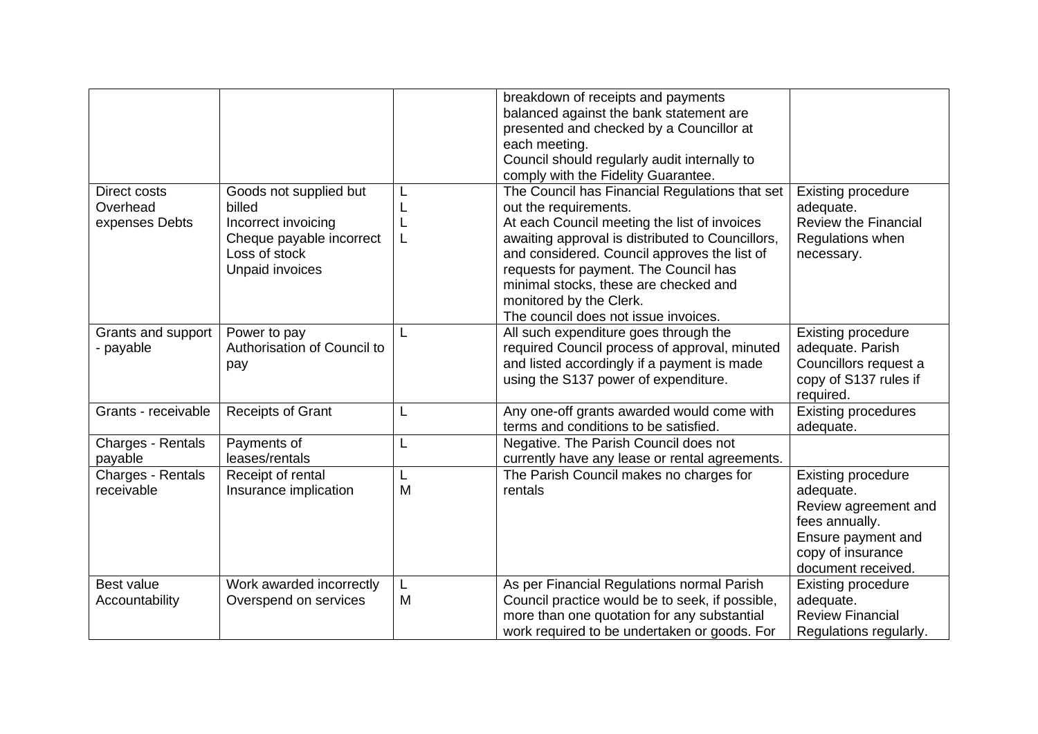| | | | | |
|---|---|---|---|---|
| | | | breakdown of receipts and payments balanced against the bank statement are presented and checked by a Councillor at each meeting.<br>Council should regularly audit internally to comply with the Fidelity Guarantee. | |
| Direct costs<br>Overhead expenses Debts | Goods not supplied but billed<br>Incorrect invoicing<br>Cheque payable incorrect<br>Loss of stock<br>Unpaid invoices | L<br>L<br>L<br>L | The Council has Financial Regulations that set out the requirements.<br>At each Council meeting the list of invoices awaiting approval is distributed to Councillors, and considered. Council approves the list of requests for payment. The Council has minimal stocks, these are checked and monitored by the Clerk.<br>The council does not issue invoices. | Existing procedure adequate.<br>Review the Financial Regulations when necessary. |
| Grants and support - payable | Power to pay<br>Authorisation of Council to pay | L | All such expenditure goes through the required Council process of approval, minuted and listed accordingly if a payment is made using the S137 power of expenditure. | Existing procedure adequate. Parish Councillors request a copy of S137 rules if required. |
| Grants - receivable | Receipts of Grant | L | Any one-off grants awarded would come with terms and conditions to be satisfied. | Existing procedures adequate. |
| Charges - Rentals payable | Payments of leases/rentals | L | Negative. The Parish Council does not currently have any lease or rental agreements. | |
| Charges - Rentals receivable | Receipt of rental<br>Insurance implication | L<br>M | The Parish Council makes no charges for rentals | Existing procedure adequate.<br>Review agreement and fees annually.<br>Ensure payment and copy of insurance document received. |
| Best value Accountability | Work awarded incorrectly<br>Overspend on services | L<br>M | As per Financial Regulations normal Parish Council practice would be to seek, if possible, more than one quotation for any substantial work required to be undertaken or goods. For | Existing procedure adequate.<br>Review Financial Regulations regularly. |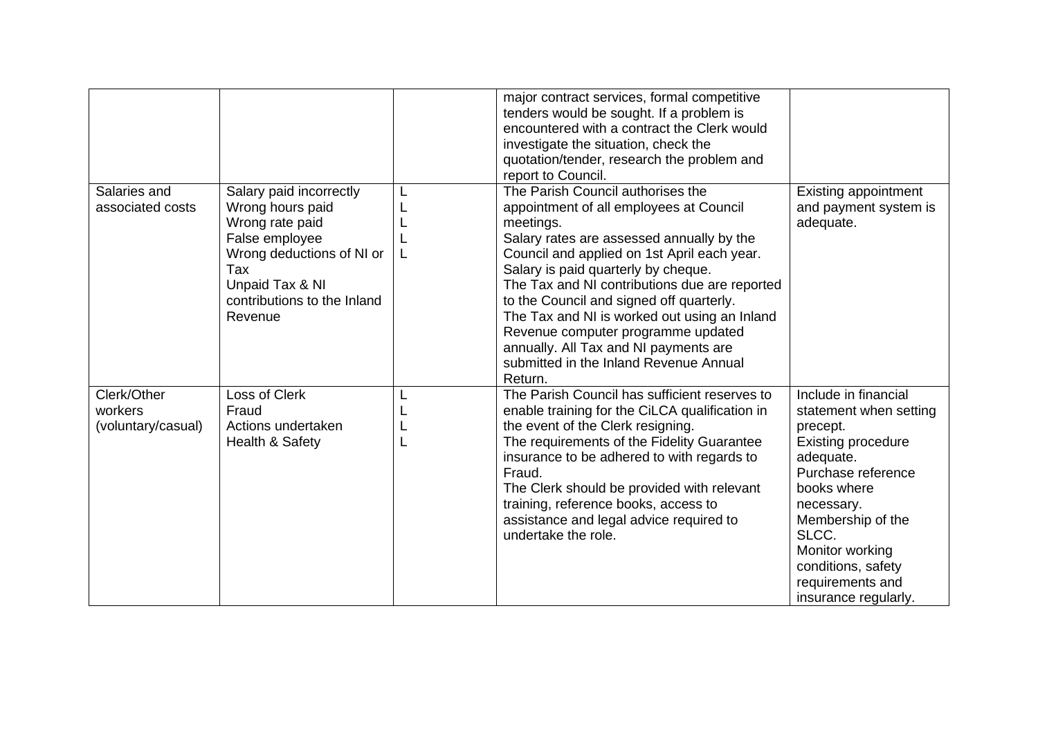| | | | | |
|---|---|---|---|---|
| | | | major contract services, formal competitive tenders would be sought. If a problem is encountered with a contract the Clerk would investigate the situation, check the quotation/tender, research the problem and report to Council. | |
| Salaries and associated costs | Salary paid incorrectly<br>Wrong hours paid<br>Wrong rate paid<br>False employee<br>Wrong deductions of NI or Tax<br>Unpaid Tax & NI contributions to the Inland Revenue | L<br>L<br>L<br>L<br>L | The Parish Council authorises the appointment of all employees at Council meetings.<br>Salary rates are assessed annually by the Council and applied on 1st April each year.<br>Salary is paid quarterly by cheque.<br>The Tax and NI contributions due are reported to the Council and signed off quarterly.<br>The Tax and NI is worked out using an Inland Revenue computer programme updated annually. All Tax and NI payments are submitted in the Inland Revenue Annual Return. | Existing appointment and payment system is adequate. |
| Clerk/Other workers (voluntary/casual) | Loss of Clerk<br>Fraud<br>Actions undertaken<br>Health & Safety | L<br>L<br>L<br>L | The Parish Council has sufficient reserves to enable training for the CiLCA qualification in the event of the Clerk resigning.<br>The requirements of the Fidelity Guarantee insurance to be adhered to with regards to Fraud.<br>The Clerk should be provided with relevant training, reference books, access to assistance and legal advice required to undertake the role. | Include in financial statement when setting precept.<br>Existing procedure adequate.<br>Purchase reference books where necessary.<br>Membership of the SLCC.<br>Monitor working conditions, safety requirements and insurance regularly. |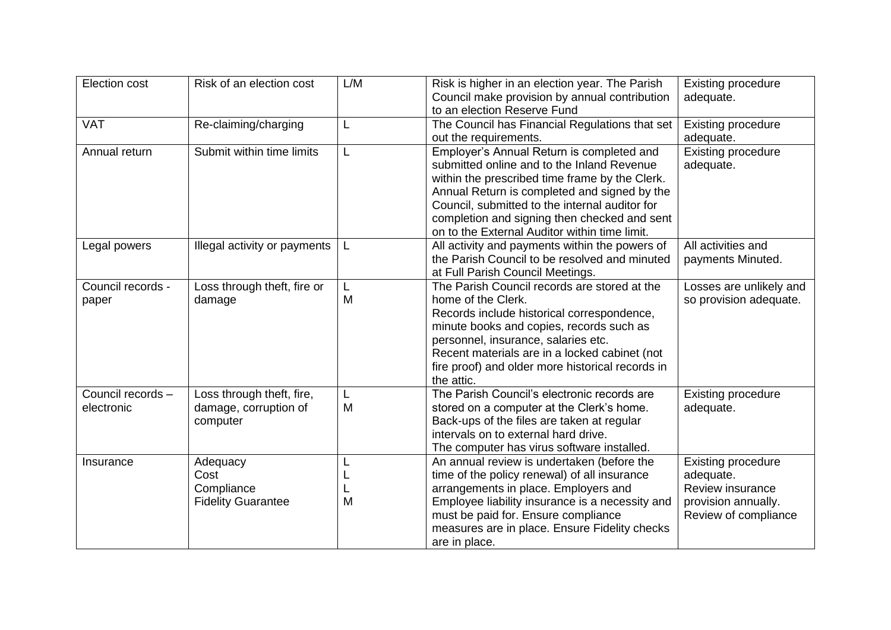| Election cost | Risk of an election cost | L/M | Risk is higher in an election year. The Parish Council make provision by annual contribution to an election Reserve Fund | Existing procedure adequate. |
|---|---|---|---|---|
| VAT | Re-claiming/charging | L | The Council has Financial Regulations that set out the requirements. | Existing procedure adequate. |
| Annual return | Submit within time limits | L | Employer's Annual Return is completed and submitted online and to the Inland Revenue within the prescribed time frame by the Clerk. Annual Return is completed and signed by the Council, submitted to the internal auditor for completion and signing then checked and sent on to the External Auditor within time limit. | Existing procedure adequate. |
| Legal powers | Illegal activity or payments | L | All activity and payments within the powers of the Parish Council to be resolved and minuted at Full Parish Council Meetings. | All activities and payments Minuted. |
| Council records - paper | Loss through theft, fire or damage | L<br>M | The Parish Council records are stored at the home of the Clerk.<br>Records include historical correspondence, minute books and copies, records such as personnel, insurance, salaries etc.<br>Recent materials are in a locked cabinet (not fire proof) and older more historical records in the attic. | Losses are unlikely and so provision adequate. |
| Council records – electronic | Loss through theft, fire, damage, corruption of computer | L<br>M | The Parish Council's electronic records are stored on a computer at the Clerk's home.<br>Back-ups of the files are taken at regular intervals on to external hard drive.<br>The computer has virus software installed. | Existing procedure adequate. |
| Insurance | Adequacy<br>Cost<br>Compliance<br>Fidelity Guarantee | L<br>L<br>L<br>M | An annual review is undertaken (before the time of the policy renewal) of all insurance arrangements in place. Employers and Employee liability insurance is a necessity and must be paid for. Ensure compliance measures are in place. Ensure Fidelity checks are in place. | Existing procedure adequate.<br>Review insurance provision annually.<br>Review of compliance |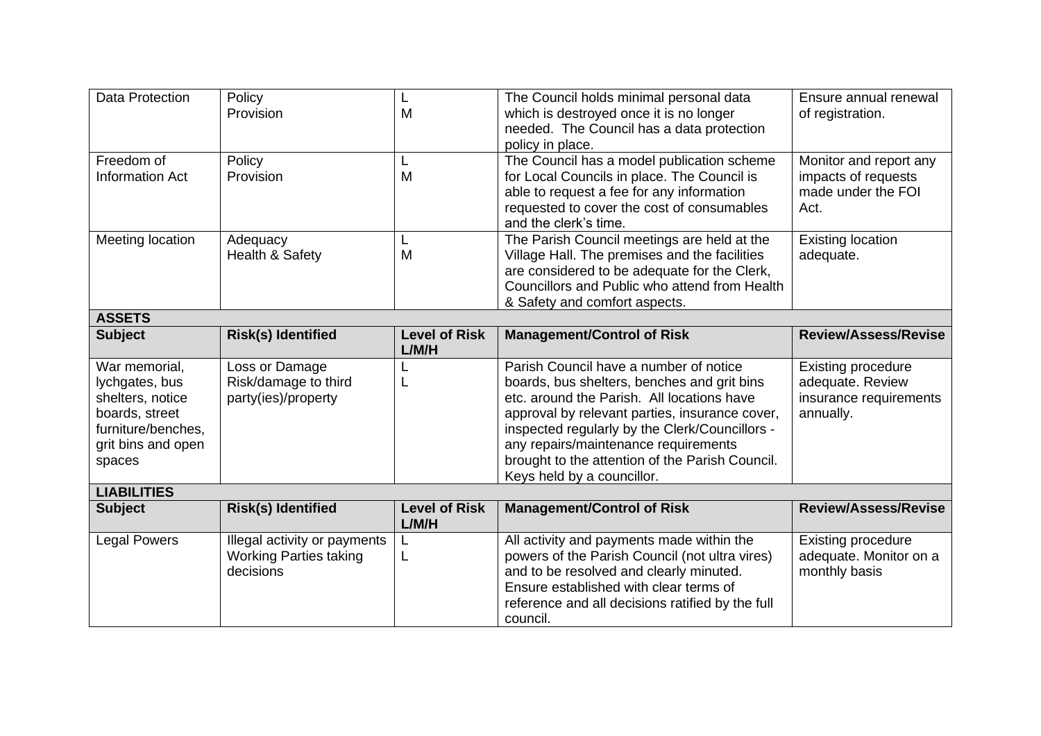| | | | | |
|---|---|---|---|---|
| Data Protection | Policy<br>Provision | L<br>M | The Council holds minimal personal data which is destroyed once it is no longer needed. The Council has a data protection policy in place. | Ensure annual renewal of registration. |
| Freedom of Information Act | Policy<br>Provision | L<br>M | The Council has a model publication scheme for Local Councils in place. The Council is able to request a fee for any information requested to cover the cost of consumables and the clerk's time. | Monitor and report any impacts of requests made under the FOI Act. |
| Meeting location | Adequacy<br>Health & Safety | L<br>M | The Parish Council meetings are held at the Village Hall. The premises and the facilities are considered to be adequate for the Clerk, Councillors and Public who attend from Health & Safety and comfort aspects. | Existing location adequate. |
| **ASSETS** | | | | |
| **Subject** | **Risk(s) Identified** | **Level of Risk L/M/H** | **Management/Control of Risk** | **Review/Assess/Revise** |
| War memorial, lychgates, bus shelters, notice boards, street furniture/benches, grit bins and open spaces | Loss or Damage<br>Risk/damage to third party(ies)/property | L<br>L | Parish Council have a number of notice boards, bus shelters, benches and grit bins etc. around the Parish. All locations have approval by relevant parties, insurance cover, inspected regularly by the Clerk/Councillors - any repairs/maintenance requirements brought to the attention of the Parish Council. Keys held by a councillor. | Existing procedure adequate. Review insurance requirements annually. |
| **LIABILITIES** | | | | |
| **Subject** | **Risk(s) Identified** | **Level of Risk L/M/H** | **Management/Control of Risk** | **Review/Assess/Revise** |
| Legal Powers | Illegal activity or payments<br>Working Parties taking decisions | L<br>L | All activity and payments made within the powers of the Parish Council (not ultra vires) and to be resolved and clearly minuted. Ensure established with clear terms of reference and all decisions ratified by the full council. | Existing procedure adequate. Monitor on a monthly basis |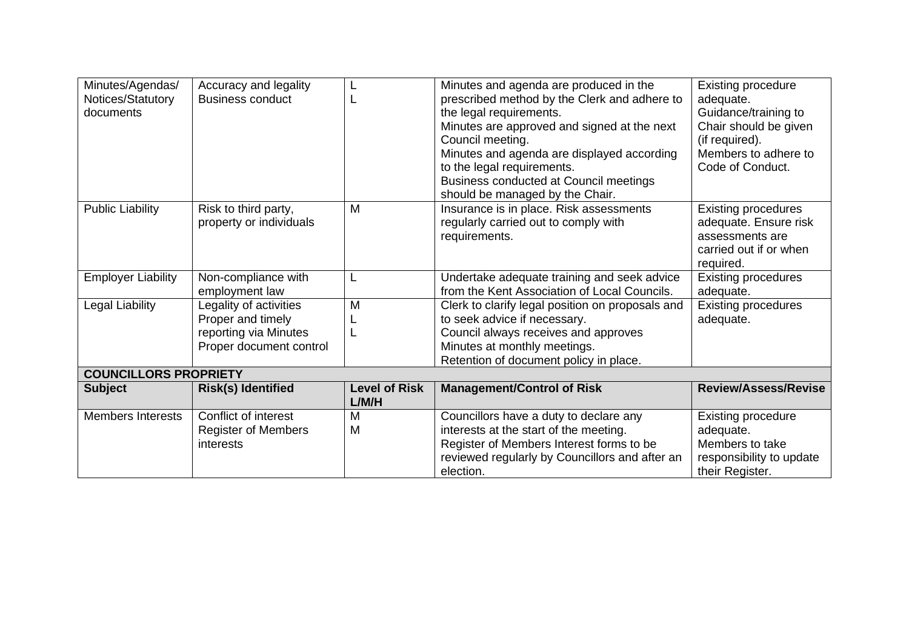| | | | | |
|---|---|---|---|---|
| Minutes/Agendas/ Notices/Statutory documents | Accuracy and legality Business conduct | L L | Minutes and agenda are produced in the prescribed method by the Clerk and adhere to the legal requirements. Minutes are approved and signed at the next Council meeting. Minutes and agenda are displayed according to the legal requirements. Business conducted at Council meetings should be managed by the Chair. | Existing procedure adequate. Guidance/training to Chair should be given (if required). Members to adhere to Code of Conduct. |
| Public Liability | Risk to third party, property or individuals | M | Insurance is in place. Risk assessments regularly carried out to comply with requirements. | Existing procedures adequate. Ensure risk assessments are carried out if or when required. |
| Employer Liability | Non-compliance with employment law | L | Undertake adequate training and seek advice from the Kent Association of Local Councils. | Existing procedures adequate. |
| Legal Liability | Legality of activities Proper and timely reporting via Minutes Proper document control | M L L | Clerk to clarify legal position on proposals and to seek advice if necessary. Council always receives and approves Minutes at monthly meetings. Retention of document policy in place. | Existing procedures adequate. |
| **COUNCILLORS PROPRIETY** | | | | |
| **Subject** | **Risk(s) Identified** | **Level of Risk L/M/H** | **Management/Control of Risk** | **Review/Assess/Revise** |
| Members Interests | Conflict of interest Register of Members interests | M M | Councillors have a duty to declare any interests at the start of the meeting. Register of Members Interest forms to be reviewed regularly by Councillors and after an election. | Existing procedure adequate. Members to take responsibility to update their Register. |